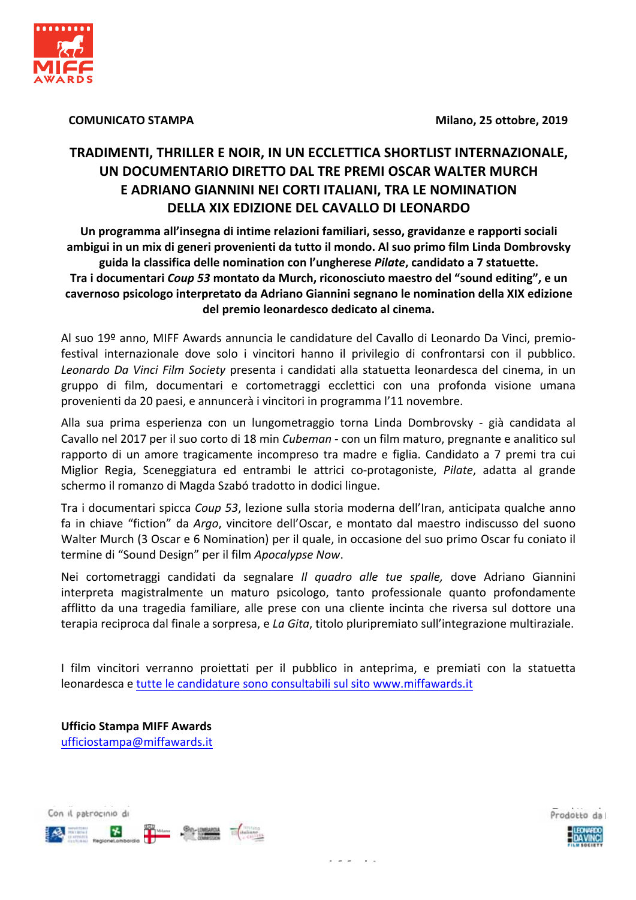**COMUNICATO STAMPA** **Milano, 25 ottobre, 2019**

# TRADIMENTI, THRILLER E NOIR, IN UN ECCLETTICA SHORTLIST INTERNAZIONALE, UN DOCUMENTARIO DIRETTO DAL TRE PREMI OSCAR WALTER MURCH E ADRIANO GIANNINI NEI CORTI ITALIANI, TRA LE NOMINATION DELLA XIX EDIZIONE DEL CAVALLO DI LEONARDO

**Un programma all'insegna di intime relazioni familiari, sesso, gravidanze e rapporti sociali ambigui in un mix di generi provenienti da tutto il mondo. Al suo primo film Linda Dombrovsky guida la classifica delle nomination con l'ungherese *Pilate*, candidato a 7 statuette. Tra i documentari *Coup 53* montato da Murch, riconosciuto maestro del "sound editing", e un cavernoso psicologo interpretato da Adriano Giannini segnano le nomination della XIX edizione del premio leonardesco dedicato al cinema.**

Al suo 19º anno, MIFF Awards annuncia le candidature del Cavallo di Leonardo Da Vinci, premio-festival internazionale dove solo i vincitori hanno il privilegio di confrontarsi con il pubblico. *Leonardo Da Vinci Film Society* presenta i candidati alla statuetta leonardesca del cinema, in un gruppo di film, documentari e cortometraggi ecclettici con una profonda visione umana provenienti da 20 paesi, e annuncerà i vincitori in programma l'11 novembre.

Alla sua prima esperienza con un lungometraggio torna Linda Dombrovsky - già candidata al Cavallo nel 2017 per il suo corto di 18 min *Cubeman* - con un film maturo, pregnante e analitico sul rapporto di un amore tragicamente incompreso tra madre e figlia. Candidato a 7 premi tra cui Miglior Regia, Sceneggiatura ed entrambi le attrici co-protagoniste, *Pilate*, adatta al grande schermo il romanzo di Magda Szabó tradotto in dodici lingue.

Tra i documentari spicca *Coup 53*, lezione sulla storia moderna dell'Iran, anticipata qualche anno fa in chiave "fiction" da *Argo*, vincitore dell'Oscar, e montato dal maestro indiscusso del suono Walter Murch (3 Oscar e 6 Nomination) per il quale, in occasione del suo primo Oscar fu coniato il termine di "Sound Design" per il film *Apocalypse Now*.

Nei cortometraggi candidati da segnalare *Il quadro alle tue spalle,* dove Adriano Giannini interpreta magistralmente un maturo psicologo, tanto professionale quanto profondamente afflitto da una tragedia familiare, alle prese con una cliente incinta che riversa sul dottore una terapia reciproca dal finale a sorpresa, e *La Gita*, titolo pluripremiato sull'integrazione multiraziale.

I film vincitori verranno proiettati per il pubblico in anteprima, e premiati con la statuetta leonardesca e tutte le candidature sono consultabili sul sito www.miffawards.it

**Ufficio Stampa MIFF Awards**
ufficiostampa@miffawards.it

Con il patrocinio di

Prodotto da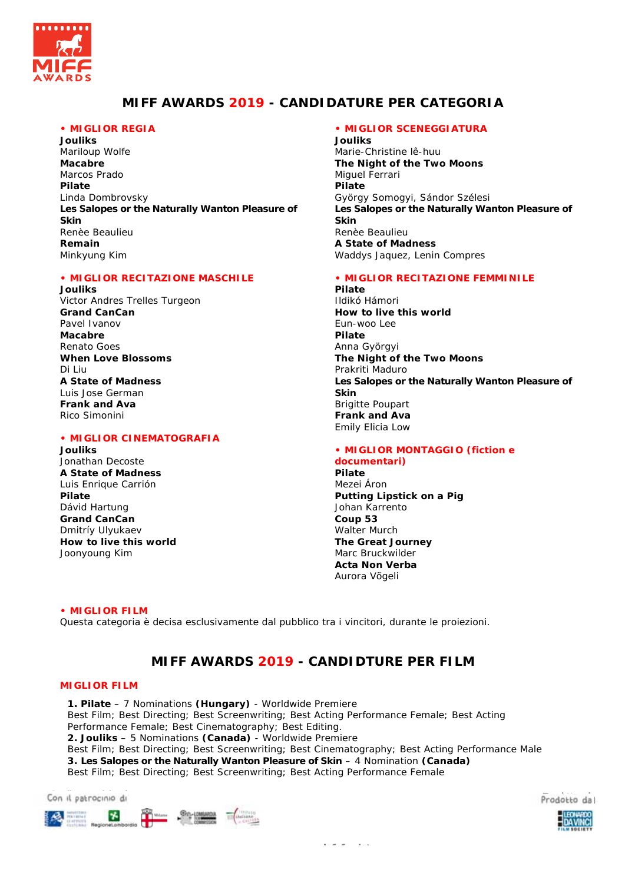## MIFF AWARDS 2019 - CANDIDATURE PER CATEGORIA

**• MIGLIOR REGIA**

**Jouliks**
Mariloup Wolfe
**Macabre**
Marcos Prado
**Pilate**
Linda Dombrovsky
**Les Salopes or the Naturally Wanton Pleasure of Skin**
Renèe Beaulieu
**Remain**
Minkyung Kim

**• MIGLIOR RECITAZIONE MASCHILE**

**Jouliks**
Victor Andres Trelles Turgeon
**Grand CanCan**
Pavel Ivanov
**Macabre**
Renato Goes
**When Love Blossoms**
Di Liu
**A State of Madness**
Luis Jose German
**Frank and Ava**
Rico Simonini

**• MIGLIOR CINEMATOGRAFIA**

**Jouliks**
Jonathan Decoste
**A State of Madness**
Luis Enrique Carrión
**Pilate**
Dávid Hartung
**Grand CanCan**
Dmitriy Ulyukaev
**How to live this world**
Joonyoung Kim

**• MIGLIOR SCENEGGIATURA**

**Jouliks**
Marie-Christine lê-huu
**The Night of the Two Moons**
Miguel Ferrari
**Pilate**
György Somogyi, Sándor Szélesi
**Les Salopes or the Naturally Wanton Pleasure of Skin**
Renèe Beaulieu
**A State of Madness**
Waddys Jaquez, Lenin Compres

**• MIGLIOR RECITAZIONE FEMMINILE**

**Pilate**
Ildikó Hámori
**How to live this world**
Eun-woo Lee
**Pilate**
Anna Györgyi
**The Night of the Two Moons**
Prakriti Maduro
**Les Salopes or the Naturally Wanton Pleasure of Skin**
Brigitte Poupart
**Frank and Ava**
Emily Elicia Low

**• MIGLIOR MONTAGGIO (fiction e documentari)**

**Pilate**
Mezei Áron
**Putting Lipstick on a Pig**
Johan Karrento
**Coup 53**
Walter Murch
**The Great Journey**
Marc Bruckwilder
**Acta Non Verba**
Aurora Vögeli

**• MIGLIOR FILM**

Questa categoria è decisa esclusivamente dal pubblico tra i vincitori, durante le proiezioni.

## MIFF AWARDS 2019 - CANDIDTURE PER FILM

**MIGLIOR FILM**

**1. Pilate** – 7 Nominations **(Hungary)** - Worldwide Premiere
Best Film; Best Directing; Best Screenwriting; Best Acting Performance Female; Best Acting Performance Female; Best Cinematography; Best Editing.
**2. Jouliks** – 5 Nominations **(Canada)** - Worldwide Premiere
Best Film; Best Directing; Best Screenwriting; Best Cinematography; Best Acting Performance Male
**3. Les Salopes or the Naturally Wanton Pleasure of Skin** – 4 Nomination **(Canada)**
Best Film; Best Directing; Best Screenwriting; Best Acting Performance Female

Con il patrocinio di

Prodotto da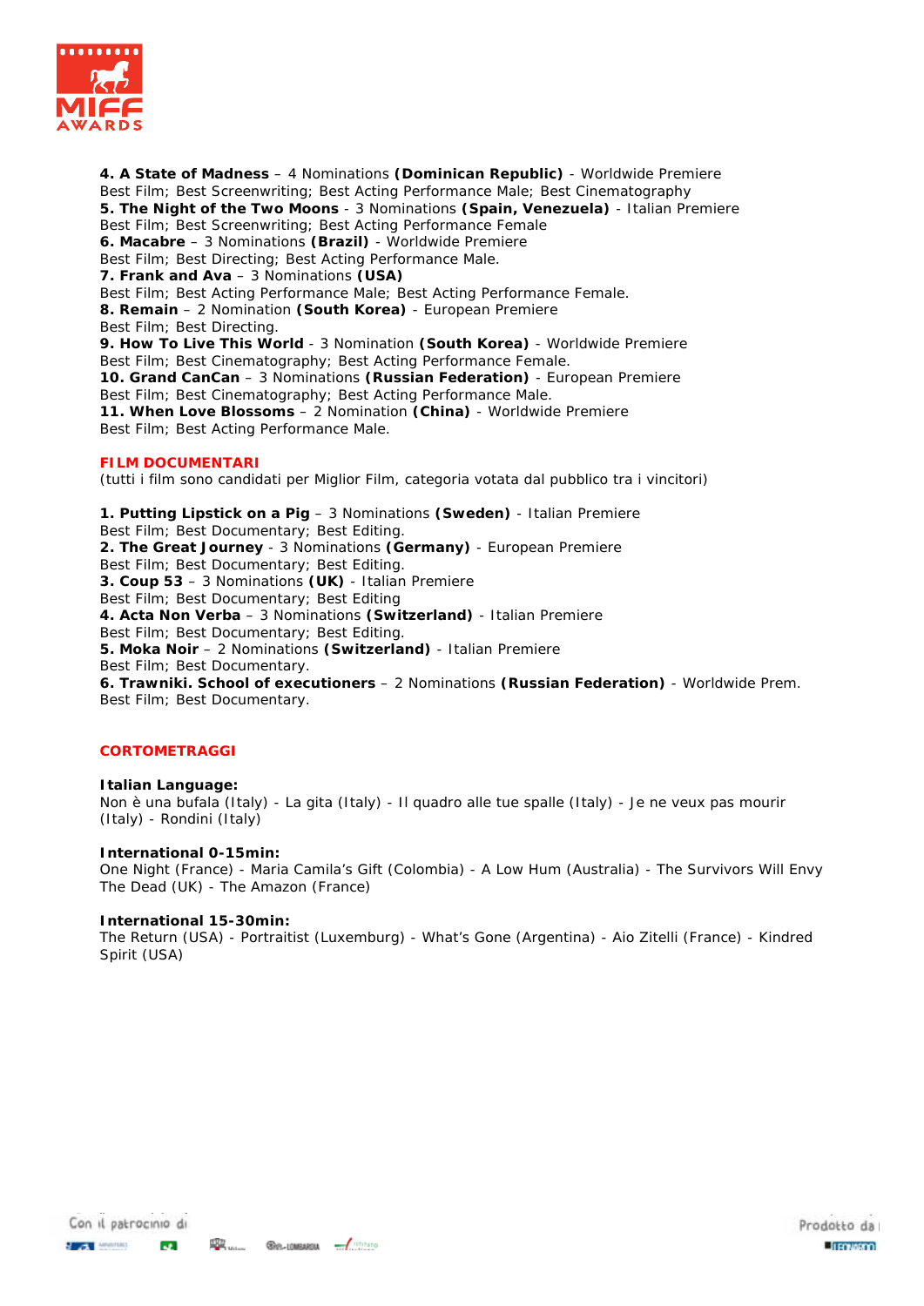**4. A State of Madness** – 4 Nominations **(Dominican Republic)** - Worldwide Premiere
Best Film; Best Screenwriting; Best Acting Performance Male; Best Cinematography
**5. The Night of the Two Moons** - 3 Nominations **(Spain, Venezuela)** - Italian Premiere
Best Film; Best Screenwriting; Best Acting Performance Female
**6. Macabre** – 3 Nominations **(Brazil)** - Worldwide Premiere
Best Film; Best Directing; Best Acting Performance Male.
**7. Frank and Ava** – 3 Nominations **(USA)**
Best Film; Best Acting Performance Male; Best Acting Performance Female.
**8. Remain** – 2 Nomination **(South Korea)** - European Premiere
Best Film; Best Directing.
**9. How To Live This World** - 3 Nomination **(South Korea)** - Worldwide Premiere
Best Film; Best Cinematography; Best Acting Performance Female.
**10. Grand CanCan** – 3 Nominations **(Russian Federation)** - European Premiere
Best Film; Best Cinematography; Best Acting Performance Male.
**11. When Love Blossoms** – 2 Nomination **(China)** - Worldwide Premiere
Best Film; Best Acting Performance Male.

## FILM DOCUMENTARI

(tutti i film sono candidati per Miglior Film, categoria votata dal pubblico tra i vincitori)

**1. Putting Lipstick on a Pig** – 3 Nominations **(Sweden)** - Italian Premiere
Best Film; Best Documentary; Best Editing.
**2. The Great Journey** - 3 Nominations **(Germany)** - European Premiere
Best Film; Best Documentary; Best Editing.
**3. Coup 53** – 3 Nominations **(UK)** - Italian Premiere
Best Film; Best Documentary; Best Editing
**4. Acta Non Verba** – 3 Nominations **(Switzerland)** - Italian Premiere
Best Film; Best Documentary; Best Editing.
**5. Moka Noir** – 2 Nominations **(Switzerland)** - Italian Premiere
Best Film; Best Documentary.
**6. Trawniki. School of executioners** – 2 Nominations **(Russian Federation)** - Worldwide Prem.
Best Film; Best Documentary.

## CORTOMETRAGGI

**Italian Language:**
Non è una bufala (Italy) - La gita (Italy) - Il quadro alle tue spalle (Italy) - Je ne veux pas mourir (Italy) - Rondini (Italy)

**International 0-15min:**
One Night (France) - Maria Camila's Gift (Colombia) - A Low Hum (Australia) - The Survivors Will Envy The Dead (UK) - The Amazon (France)

**International 15-30min:**
The Return (USA) - Portraitist (Luxemburg) - What's Gone (Argentina) - Aio Zitelli (France) - Kindred Spirit (USA)